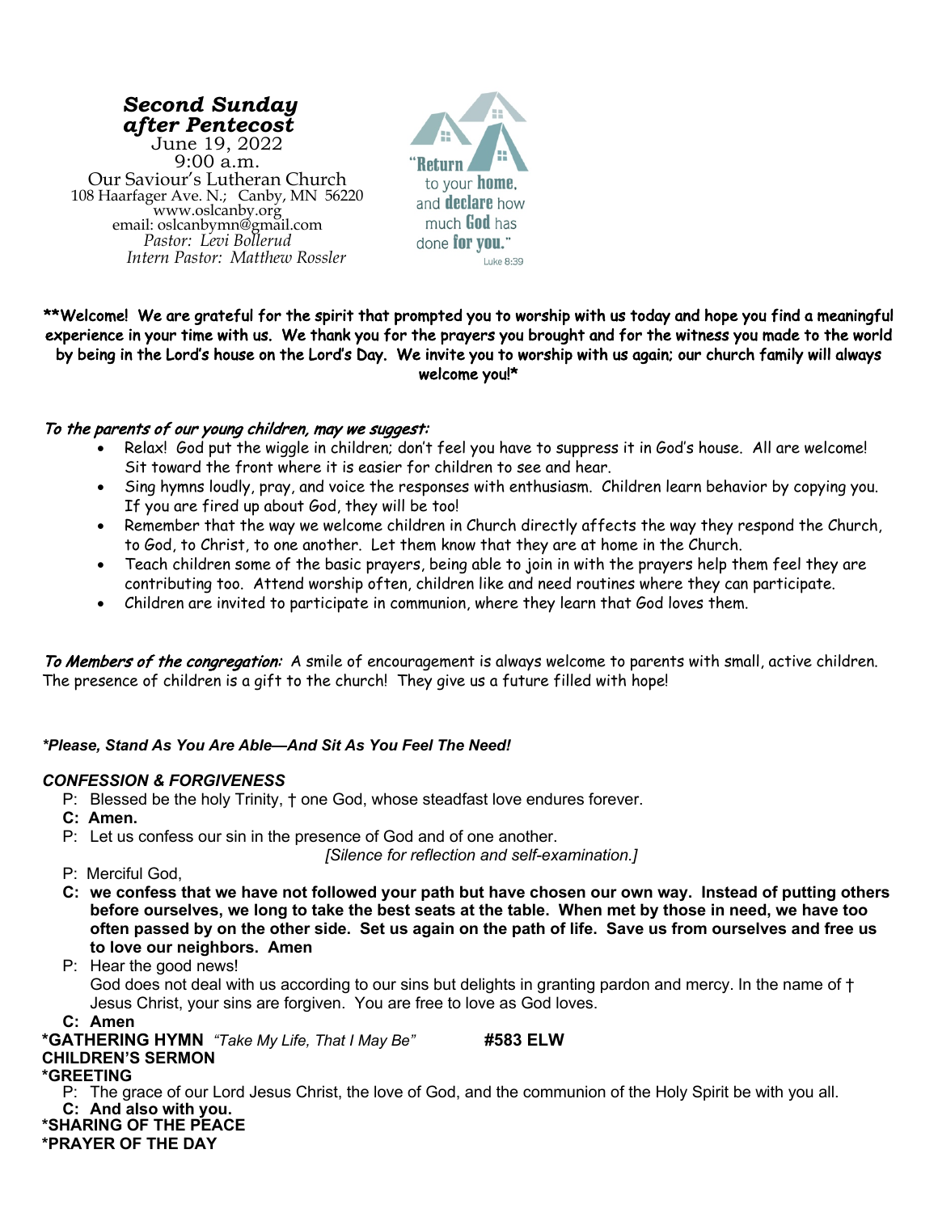***Second Sunday after Pentecost***

June 19, 2022
9:00 a.m.
Our Saviour's Lutheran Church
108 Haarfager Ave. N.; Canby, MN 56220
www.oslcanby.org
email: oslcanbymn@gmail.com
*Pastor: Levi Bollerud*
*Intern Pastor: Matthew Rossler*

"Return to your home, and declare how much God has done for you."
Luke 8:39

**Welcome! We are grateful for the spirit that prompted you to worship with us today and hope you find a meaningful experience in your time with us. We thank you for the prayers you brought and for the witness you made to the world by being in the Lord's house on the Lord's Day. We invite you to worship with us again; our church family will always welcome you!***

*To the parents of our young children, may we suggest:*

- Relax! God put the wiggle in children; don't feel you have to suppress it in God's house. All are welcome! Sit toward the front where it is easier for children to see and hear.
- Sing hymns loudly, pray, and voice the responses with enthusiasm. Children learn behavior by copying you. If you are fired up about God, they will be too!
- Remember that the way we welcome children in Church directly affects the way they respond the Church, to God, to Christ, to one another. Let them know that they are at home in the Church.
- Teach children some of the basic prayers, being able to join in with the prayers help them feel they are contributing too. Attend worship often, children like and need routines where they can participate.
- Children are invited to participate in communion, where they learn that God loves them.

*To Members of the congregation:* A smile of encouragement is always welcome to parents with small, active children. The presence of children is a gift to the church! They give us a future filled with hope!

***\*Please, Stand As You Are Able—And Sit As You Feel The Need!***

***CONFESSION & FORGIVENESS***

P: Blessed be the holy Trinity, † one God, whose steadfast love endures forever.
**C: Amen.**
P: Let us confess our sin in the presence of God and of one another.
*[Silence for reflection and self-examination.]*
P: Merciful God,
**C: we confess that we have not followed your path but have chosen our own way. Instead of putting others before ourselves, we long to take the best seats at the table. When met by those in need, we have too often passed by on the other side. Set us again on the path of life. Save us from ourselves and free us to love our neighbors. Amen**
P: Hear the good news!
God does not deal with us according to our sins but delights in granting pardon and mercy. In the name of † Jesus Christ, your sins are forgiven. You are free to love as God loves.
**C: Amen**

**\*GATHERING HYMN** *"Take My Life, That I May Be"* **#583 ELW**

**CHILDREN'S SERMON**

**\*GREETING**

P: The grace of our Lord Jesus Christ, the love of God, and the communion of the Holy Spirit be with you all.
**C: And also with you.**

**\*SHARING OF THE PEACE**

**\*PRAYER OF THE DAY**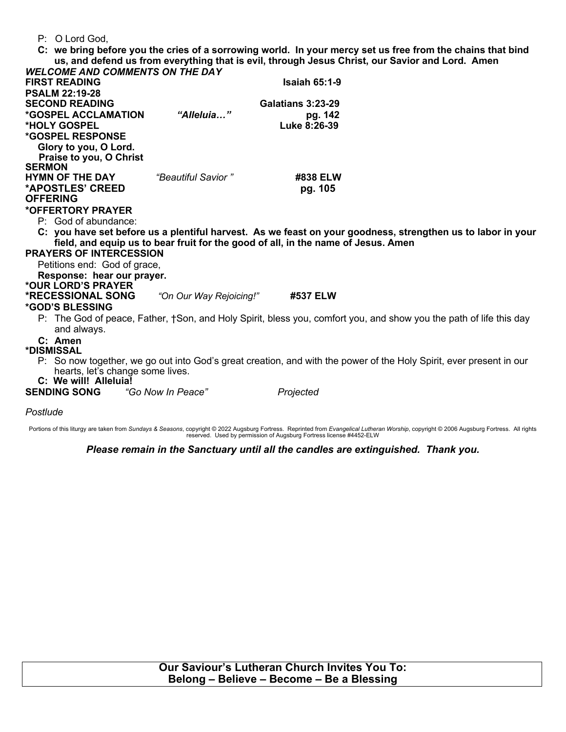P: O Lord God,

**C: we bring before you the cries of a sorrowing world. In your mercy set us free from the chains that bind us, and defend us from everything that is evil, through Jesus Christ, our Savior and Lord. Amen**

***WELCOME AND COMMENTS ON THE DAY***

**FIRST READING** **Isaiah 65:1-9**

**PSALM 22:19-28**

**SECOND READING** **Galatians 3:23-29**

***GOSPEL ACCLAMATION** *"Alleluia…"* **pg. 142**

***HOLY GOSPEL** **Luke 8:26-39**

***GOSPEL RESPONSE**

**Glory to you, O Lord.**

**Praise to you, O Christ**

**SERMON**

**HYMN OF THE DAY** *"Beautiful Savior"* **#838 ELW**

***APOSTLES' CREED** **pg. 105**

**OFFERING**

***OFFERTORY PRAYER**

P: God of abundance:

**C: you have set before us a plentiful harvest. As we feast on your goodness, strengthen us to labor in your field, and equip us to bear fruit for the good of all, in the name of Jesus. Amen**

**PRAYERS OF INTERCESSION**

Petitions end: God of grace,

**Response: hear our prayer.**

***OUR LORD'S PRAYER**

***RECESSIONAL SONG** *"On Our Way Rejoicing!"* **#537 ELW**

***GOD'S BLESSING**

P: The God of peace, Father, †Son, and Holy Spirit, bless you, comfort you, and show you the path of life this day and always.

**C: Amen**

***DISMISSAL**

P: So now together, we go out into God's great creation, and with the power of the Holy Spirit, ever present in our hearts, let's change some lives.

**C: We will! Alleluia!**

**SENDING SONG** *"Go Now In Peace"* *Projected*

*Postlude*

Portions of this liturgy are taken from *Sundays & Seasons*, copyright © 2022 Augsburg Fortress. Reprinted from *Evangelical Lutheran Worship*, copyright © 2006 Augsburg Fortress. All rights reserved. Used by permission of Augsburg Fortress license #4452-ELW

***Please remain in the Sanctuary until all the candles are extinguished. Thank you.***

**Our Saviour's Lutheran Church Invites You To:**
**Belong – Believe – Become – Be a Blessing**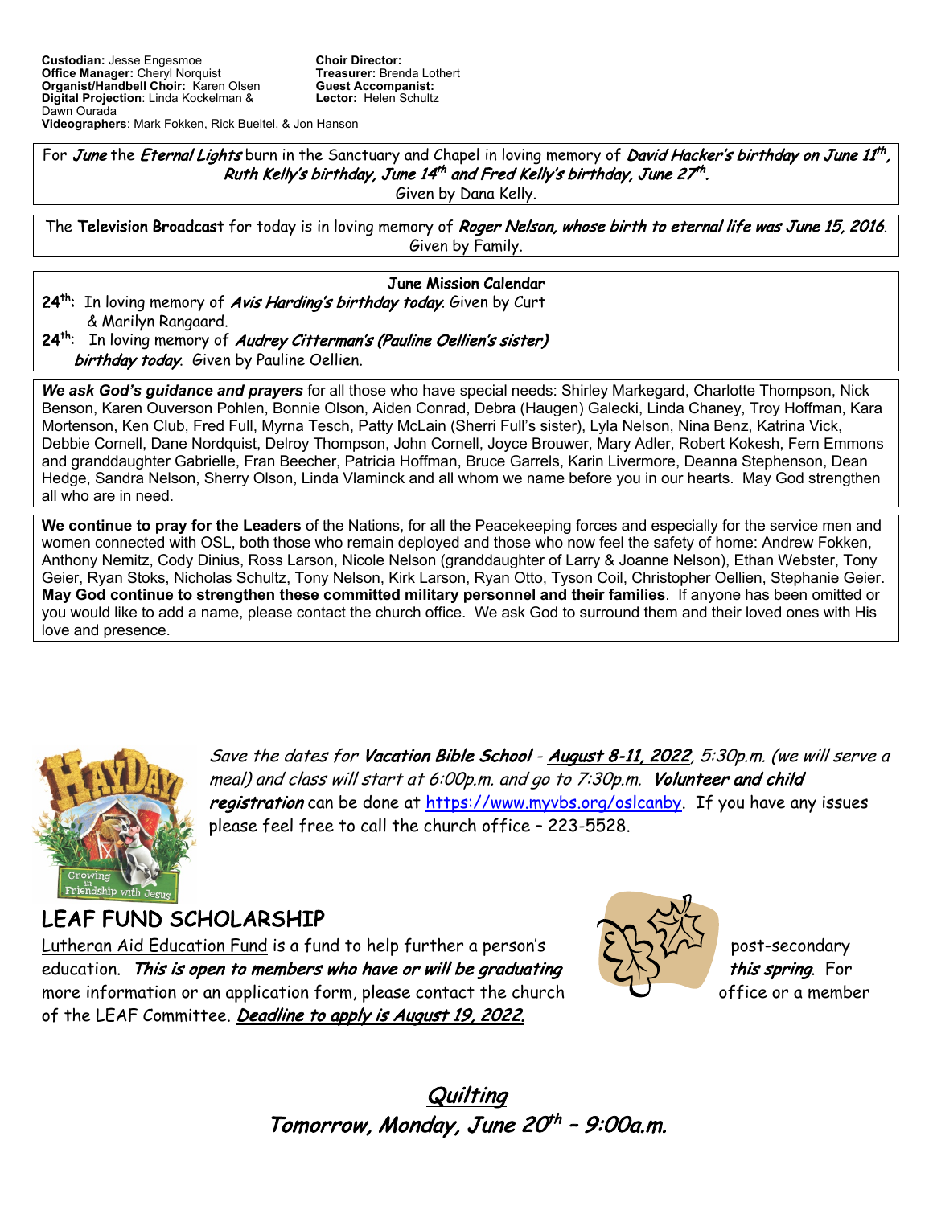**Custodian:** Jesse Engesmoe
**Office Manager:** Cheryl Norquist
**Organist/Handbell Choir:** Karen Olsen
**Digital Projection**: Linda Kockelman & Dawn Ourada
**Videographers**: Mark Fokken, Rick Bueltel, & Jon Hanson

**Choir Director:**
**Treasurer:** Brenda Lothert
**Guest Accompanist:**
**Lector:** Helen Schultz

For *June* the *Eternal Lights* burn in the Sanctuary and Chapel in loving memory of *David Hacker's birthday on June 11th, Ruth Kelly's birthday, June 14th and Fred Kelly's birthday, June 27th.*
Given by Dana Kelly.

The **Television Broadcast** for today is in loving memory of *Roger Nelson, whose birth to eternal life was June 15, 2016*.
Given by Family.

**June Mission Calendar**

**24th:** In loving memory of *Avis Harding's birthday today*. Given by Curt & Marilyn Rangaard.

**24th:** In loving memory of *Audrey Citterman's (Pauline Oellien's sister) birthday today*. Given by Pauline Oellien.

***We ask God's guidance and prayers*** for all those who have special needs: Shirley Markegard, Charlotte Thompson, Nick Benson, Karen Ouverson Pohlen, Bonnie Olson, Aiden Conrad, Debra (Haugen) Galecki, Linda Chaney, Troy Hoffman, Kara Mortenson, Ken Club, Fred Full, Myrna Tesch, Patty McLain (Sherri Full's sister), Lyla Nelson, Nina Benz, Katrina Vick, Debbie Cornell, Dane Nordquist, Delroy Thompson, John Cornell, Joyce Brouwer, Mary Adler, Robert Kokesh, Fern Emmons and granddaughter Gabrielle, Fran Beecher, Patricia Hoffman, Bruce Garrels, Karin Livermore, Deanna Stephenson, Dean Hedge, Sandra Nelson, Sherry Olson, Linda Vlaminck and all whom we name before you in our hearts. May God strengthen all who are in need.

**We continue to pray for the Leaders** of the Nations, for all the Peacekeeping forces and especially for the service men and women connected with OSL, both those who remain deployed and those who now feel the safety of home: Andrew Fokken, Anthony Nemitz, Cody Dinius, Ross Larson, Nicole Nelson (granddaughter of Larry & Joanne Nelson), Ethan Webster, Tony Geier, Ryan Stoks, Nicholas Schultz, Tony Nelson, Kirk Larson, Ryan Otto, Tyson Coil, Christopher Oellien, Stephanie Geier. **May God continue to strengthen these committed military personnel and their families**. If anyone has been omitted or you would like to add a name, please contact the church office. We ask God to surround them and their loved ones with His love and presence.

*Save the dates for* ***Vacation Bible School*** *- **August 8-11, 2022**, 5:30p.m. (we will serve a meal) and class will start at 6:00p.m. and go to 7:30p.m.* ***Volunteer and child registration*** can be done at https://www.myvbs.org/oslcanby. If you have any issues please feel free to call the church office – 223-5528.

## LEAF FUND SCHOLARSHIP

Lutheran Aid Education Fund is a fund to help further a person's post-secondary education. ***This is open to members who have or will be graduating this spring***. For more information or an application form, please contact the church office or a member of the LEAF Committee. ***Deadline to apply is August 19, 2022.***

## *Quilting*

### *Tomorrow, Monday, June 20th – 9:00a.m.*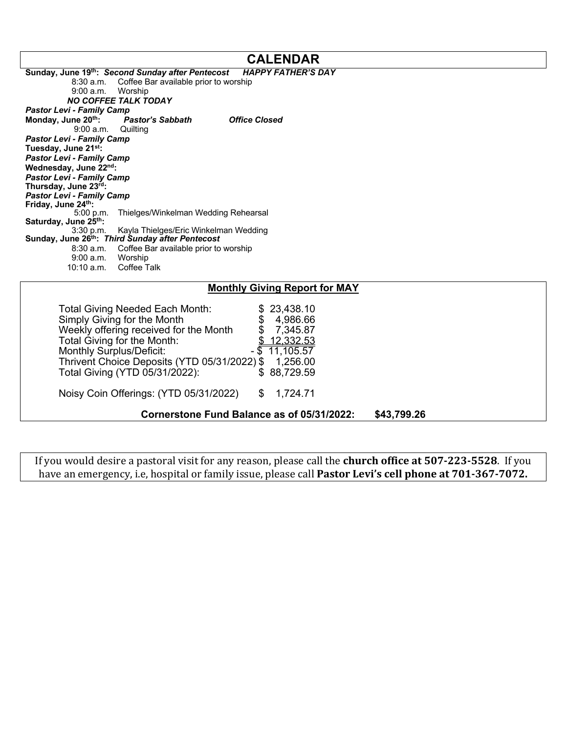## CALENDAR

**Sunday, June 19th:** ***Second Sunday after Pentecost*** ***HAPPY FATHER'S DAY***

8:30 a.m. Coffee Bar available prior to worship
9:00 a.m. Worship
***NO COFFEE TALK TODAY***

***Pastor Levi - Family Camp***

**Monday, June 20th:** ***Pastor's Sabbath*** ***Office Closed***

9:00 a.m. Quilting

***Pastor Levi - Family Camp***

**Tuesday, June 21st:**

***Pastor Levi - Family Camp***

**Wednesday, June 22nd:**

***Pastor Levi - Family Camp***

**Thursday, June 23rd:**

***Pastor Levi - Family Camp***

**Friday, June 24th:**

5:00 p.m. Thielges/Winkelman Wedding Rehearsal

**Saturday, June 25th:**

3:30 p.m. Kayla Thielges/Eric Winkelman Wedding

**Sunday, June 26th:** ***Third Sunday after Pentecost***

8:30 a.m. Coffee Bar available prior to worship
9:00 a.m. Worship
10:10 a.m. Coffee Talk

### Monthly Giving Report for MAY

| | |
|---|---|
| Total Giving Needed Each Month: | $ 23,438.10 |
| Simply Giving for the Month | $ 4,986.66 |
| Weekly offering received for the Month | $ 7,345.87 |
| Total Giving for the Month: | $ 12,332.53 |
| Monthly Surplus/Deficit: | - $ 11,105.57 |
| Thrivent Choice Deposits (YTD 05/31/2022) | $ 1,256.00 |
| Total Giving (YTD 05/31/2022): | $ 88,729.59 |
| Noisy Coin Offerings: (YTD 05/31/2022) | $ 1,724.71 |

**Cornerstone Fund Balance as of 05/31/2022: $43,799.26**

If you would desire a pastoral visit for any reason, please call the **church office at 507-223-5528**. If you have an emergency, i.e, hospital or family issue, please call **Pastor Levi's cell phone at 701-367-7072.**